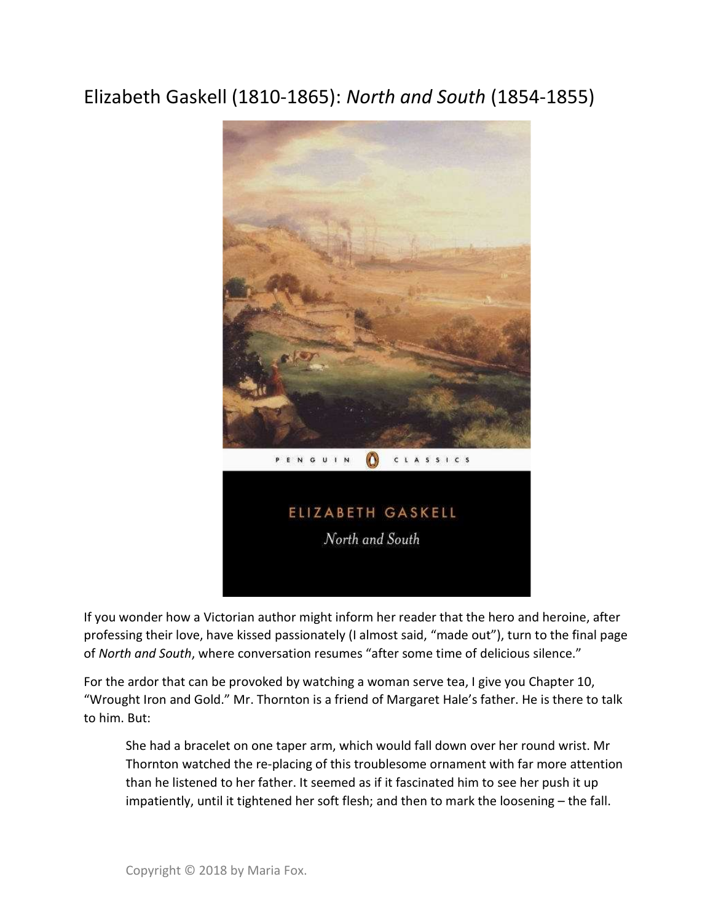# Elizabeth Gaskell (1810-1865): *North and South* (1854-1855)

If you wonder how a Victorian author might inform her reader that the hero and heroine, after professing their love, have kissed passionately (I almost said, "made out"), turn to the final page of *North and South*, where conversation resumes "after some time of delicious silence."

For the ardor that can be provoked by watching a woman serve tea, I give you Chapter 10, "Wrought Iron and Gold." Mr. Thornton is a friend of Margaret Hale's father. He is there to talk to him. But:

> She had a bracelet on one taper arm, which would fall down over her round wrist. Mr Thornton watched the re-placing of this troublesome ornament with far more attention than he listened to her father. It seemed as if it fascinated him to see her push it up impatiently, until it tightened her soft flesh; and then to mark the loosening – the fall.

Copyright © 2018 by Maria Fox.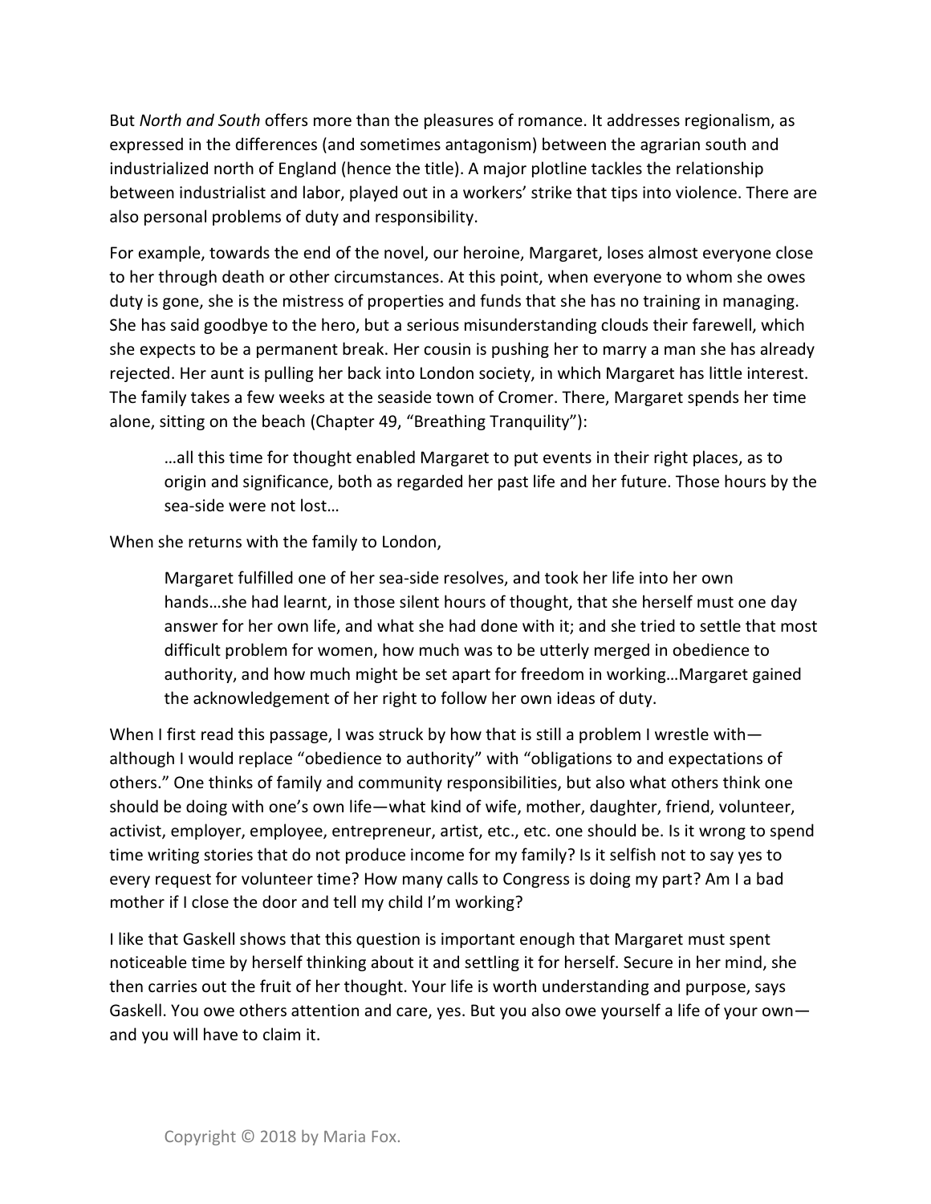But *North and South* offers more than the pleasures of romance. It addresses regionalism, as expressed in the differences (and sometimes antagonism) between the agrarian south and industrialized north of England (hence the title). A major plotline tackles the relationship between industrialist and labor, played out in a workers' strike that tips into violence. There are also personal problems of duty and responsibility.

For example, towards the end of the novel, our heroine, Margaret, loses almost everyone close to her through death or other circumstances. At this point, when everyone to whom she owes duty is gone, she is the mistress of properties and funds that she has no training in managing. She has said goodbye to the hero, but a serious misunderstanding clouds their farewell, which she expects to be a permanent break. Her cousin is pushing her to marry a man she has already rejected. Her aunt is pulling her back into London society, in which Margaret has little interest. The family takes a few weeks at the seaside town of Cromer. There, Margaret spends her time alone, sitting on the beach (Chapter 49, "Breathing Tranquility"):

> …all this time for thought enabled Margaret to put events in their right places, as to origin and significance, both as regarded her past life and her future. Those hours by the sea-side were not lost…

When she returns with the family to London,

> Margaret fulfilled one of her sea-side resolves, and took her life into her own hands…she had learnt, in those silent hours of thought, that she herself must one day answer for her own life, and what she had done with it; and she tried to settle that most difficult problem for women, how much was to be utterly merged in obedience to authority, and how much might be set apart for freedom in working…Margaret gained the acknowledgement of her right to follow her own ideas of duty.

When I first read this passage, I was struck by how that is still a problem I wrestle with—although I would replace "obedience to authority" with "obligations to and expectations of others." One thinks of family and community responsibilities, but also what others think one should be doing with one's own life—what kind of wife, mother, daughter, friend, volunteer, activist, employer, employee, entrepreneur, artist, etc., etc. one should be. Is it wrong to spend time writing stories that do not produce income for my family? Is it selfish not to say yes to every request for volunteer time? How many calls to Congress is doing my part? Am I a bad mother if I close the door and tell my child I'm working?

I like that Gaskell shows that this question is important enough that Margaret must spent noticeable time by herself thinking about it and settling it for herself. Secure in her mind, she then carries out the fruit of her thought. Your life is worth understanding and purpose, says Gaskell. You owe others attention and care, yes. But you also owe yourself a life of your own—and you will have to claim it.

Copyright © 2018 by Maria Fox.